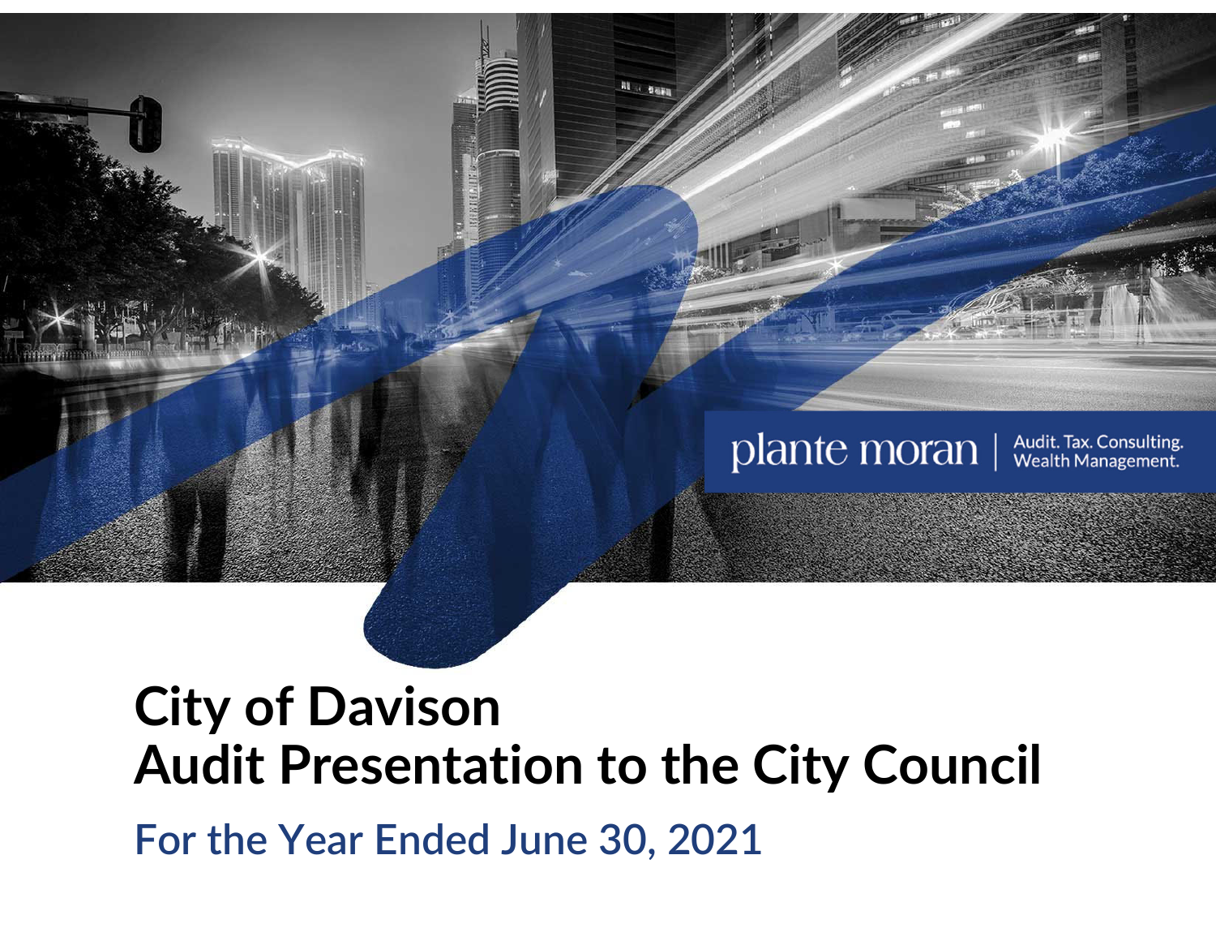plante moran | Audit. Tax. Consulting. Wealth Management.

# City of Davison
# Audit Presentation to the City Council

## For the Year Ended June 30, 2021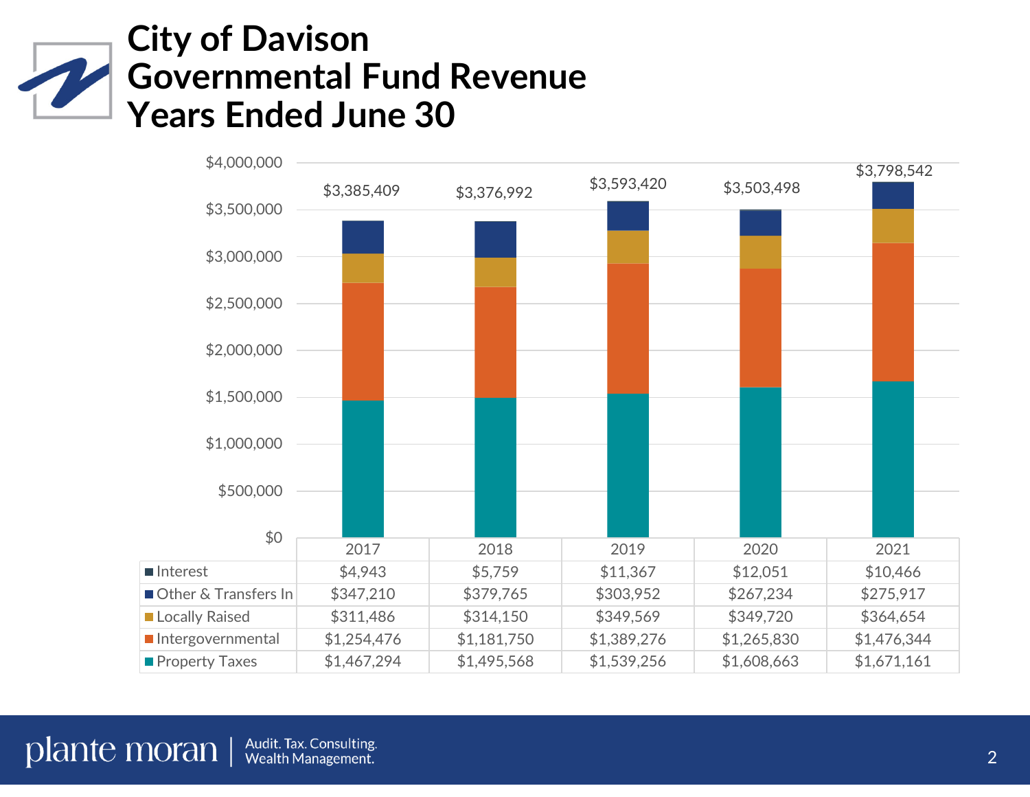# City of Davison Governmental Fund Revenue Years Ended June 30

| | 2017 | 2018 | 2019 | 2020 | 2021 |
|---|---|---|---|---|---|
| Interest | $4,943 | $5,759 | $11,367 | $12,051 | $10,466 |
| Other & Transfers In | $347,210 | $379,765 | $303,952 | $267,234 | $275,917 |
| Locally Raised | $311,486 | $314,150 | $349,569 | $349,720 | $364,654 |
| Intergovernmental | $1,254,476 | $1,181,750 | $1,389,276 | $1,265,830 | $1,476,344 |
| Property Taxes | $1,467,294 | $1,495,568 | $1,539,256 | $1,608,663 | $1,671,161 |
| Total | $3,385,409 | $3,376,992 | $3,593,420 | $3,503,498 | $3,798,542 |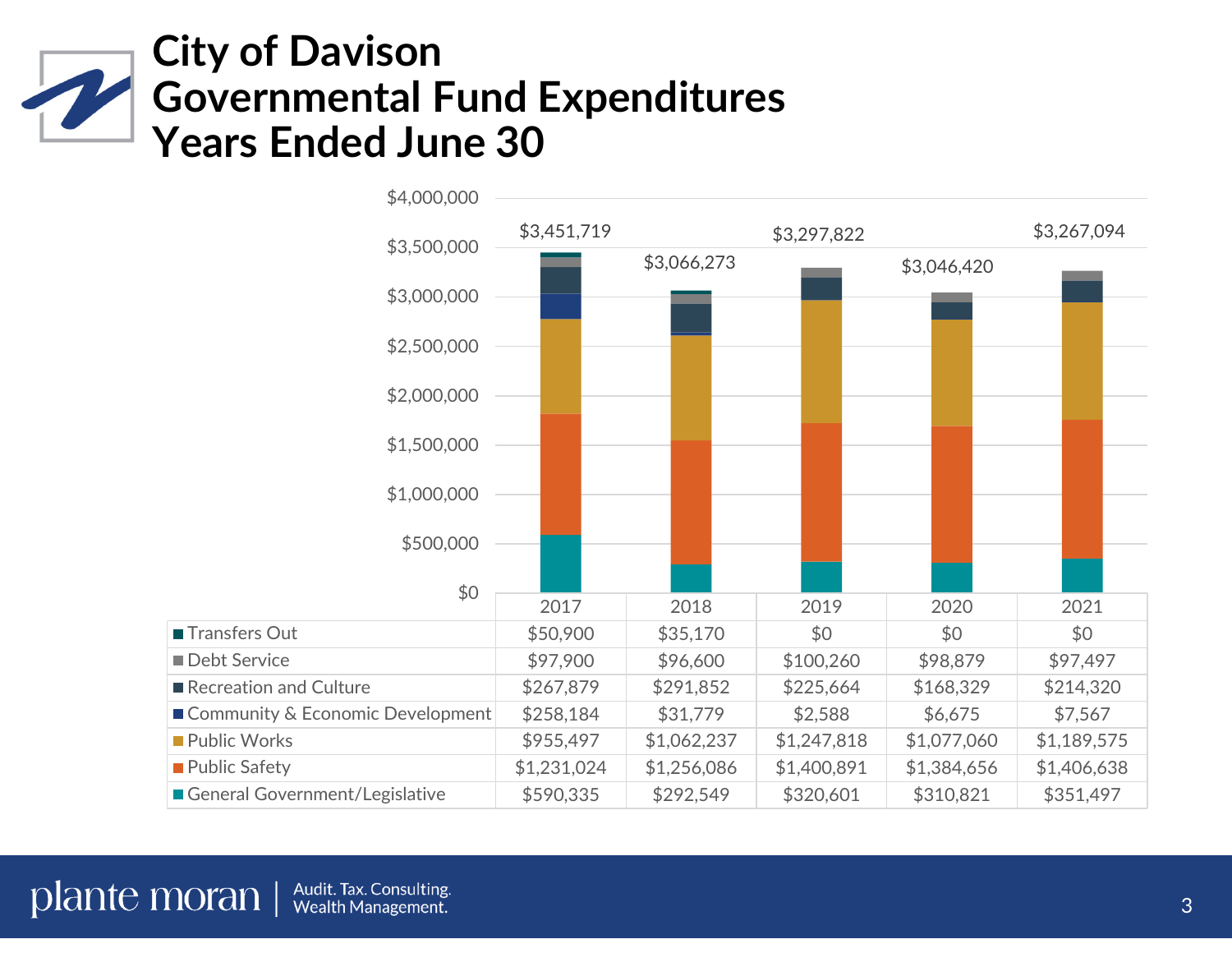# City of Davison Governmental Fund Expenditures Years Ended June 30

| | 2017 | 2018 | 2019 | 2020 | 2021 |
|---|---|---|---|---|---|
| Total | $3,451,719 | $3,066,273 | $3,297,822 | $3,046,420 | $3,267,094 |
| Transfers Out | $50,900 | $35,170 | $0 | $0 | $0 |
| Debt Service | $97,900 | $96,600 | $100,260 | $98,879 | $97,497 |
| Recreation and Culture | $267,879 | $291,852 | $225,664 | $168,329 | $214,320 |
| Community & Economic Development | $258,184 | $31,779 | $2,588 | $6,675 | $7,567 |
| Public Works | $955,497 | $1,062,237 | $1,247,818 | $1,077,060 | $1,189,575 |
| Public Safety | $1,231,024 | $1,256,086 | $1,400,891 | $1,384,656 | $1,406,638 |
| General Government/Legislative | $590,335 | $292,549 | $320,601 | $310,821 | $351,497 |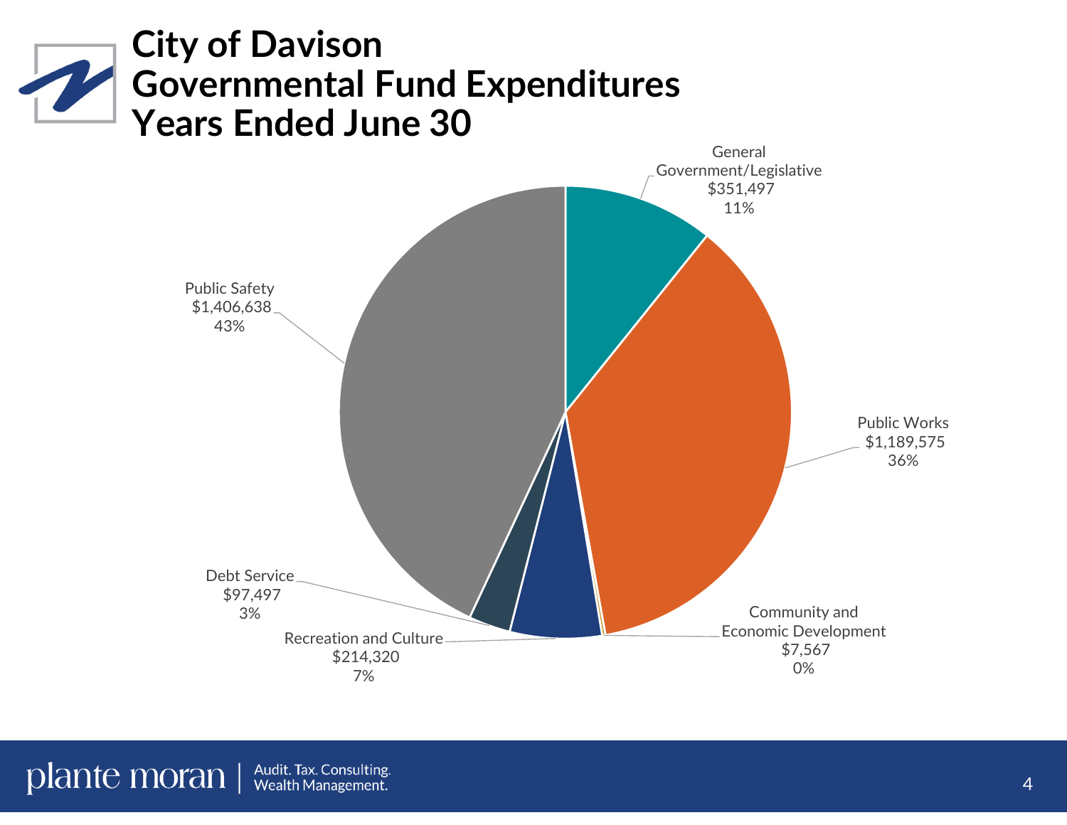# City of Davison
# Governmental Fund Expenditures
# Years Ended June 30

| Category | Amount | Percent |
|---|---|---|
| General Government/Legislative | $351,497 | 11% |
| Public Works | $1,189,575 | 36% |
| Community and Economic Development | $7,567 | 0% |
| Recreation and Culture | $214,320 | 7% |
| Debt Service | $97,497 | 3% |
| Public Safety | $1,406,638 | 43% |

plante moran | Audit. Tax. Consulting. Wealth Management.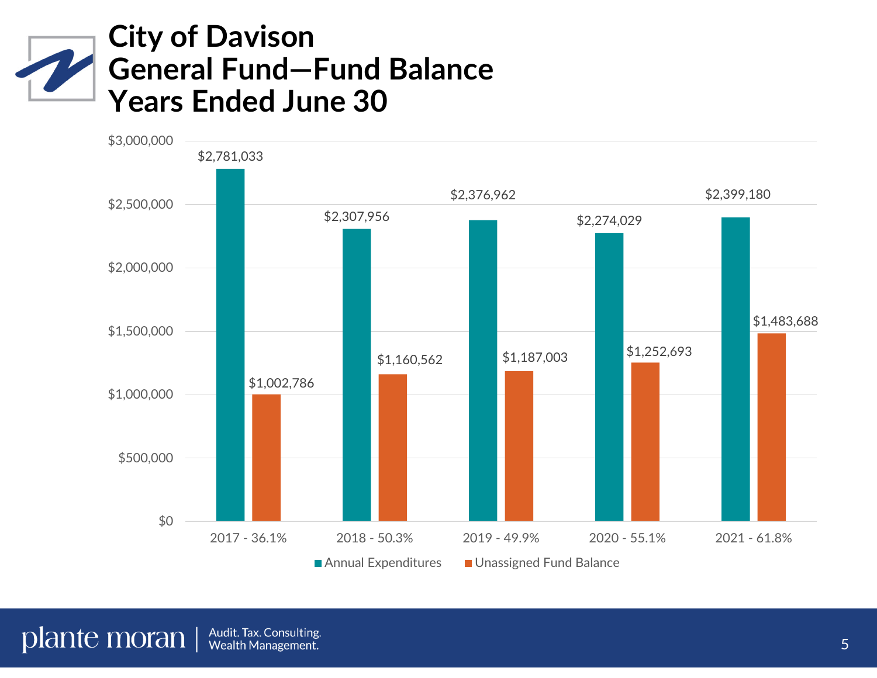# City of Davison General Fund—Fund Balance Years Ended June 30

| Year | Annual Expenditures | Unassigned Fund Balance |
| --- | --- | --- |
| 2017 - 36.1% | $2,781,033 | $1,002,786 |
| 2018 - 50.3% | $2,307,956 | $1,160,562 |
| 2019 - 49.9% | $2,376,962 | $1,187,003 |
| 2020 - 55.1% | $2,274,029 | $1,252,693 |
| 2021 - 61.8% | $2,399,180 | $1,483,688 |

plante moran | Audit. Tax. Consulting. Wealth Management.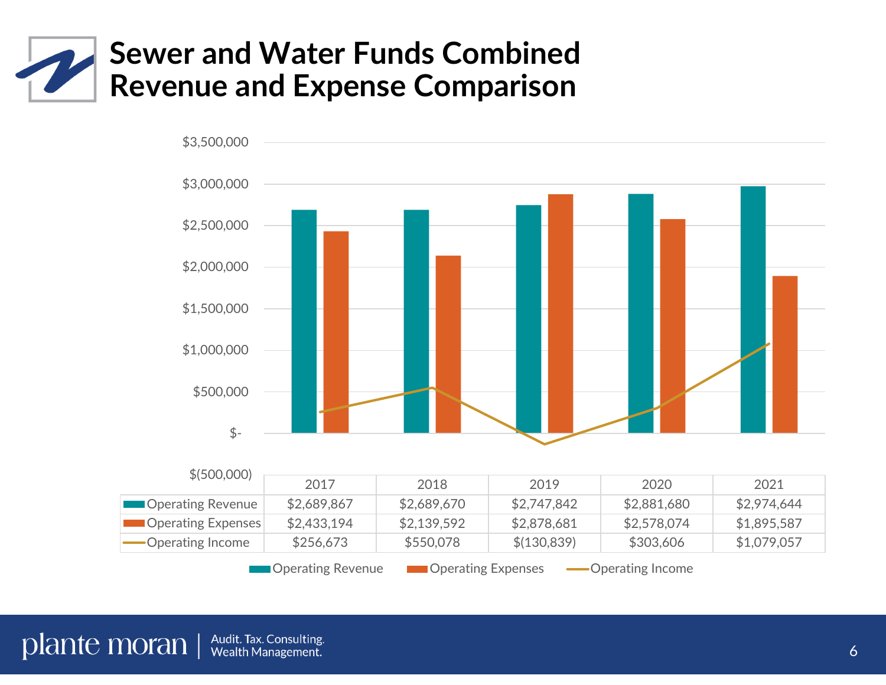# Sewer and Water Funds Combined Revenue and Expense Comparison

| | 2017 | 2018 | 2019 | 2020 | 2021 |
|---|---|---|---|---|---|
| Operating Revenue | $2,689,867 | $2,689,670 | $2,747,842 | $2,881,680 | $2,974,644 |
| Operating Expenses | $2,433,194 | $2,139,592 | $2,878,681 | $2,578,074 | $1,895,587 |
| Operating Income | $256,673 | $550,078 | $(130,839) | $303,606 | $1,079,057 |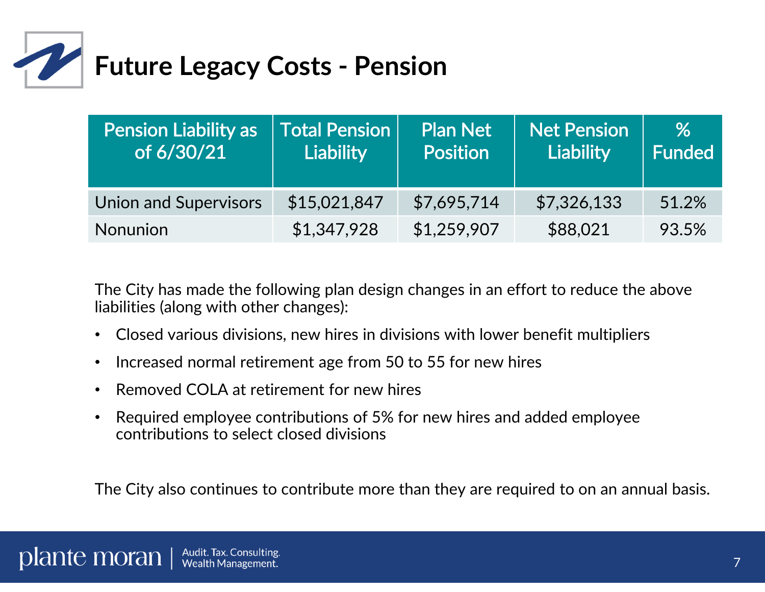# Future Legacy Costs - Pension

| Pension Liability as of 6/30/21 | Total Pension Liability | Plan Net Position | Net Pension Liability | % Funded |
|---|---|---|---|---|
| Union and Supervisors | $15,021,847 | $7,695,714 | $7,326,133 | 51.2% |
| Nonunion | $1,347,928 | $1,259,907 | $88,021 | 93.5% |

The City has made the following plan design changes in an effort to reduce the above liabilities (along with other changes):

- Closed various divisions, new hires in divisions with lower benefit multipliers
- Increased normal retirement age from 50 to 55 for new hires
- Removed COLA at retirement for new hires
- Required employee contributions of 5% for new hires and added employee contributions to select closed divisions

The City also continues to contribute more than they are required to on an annual basis.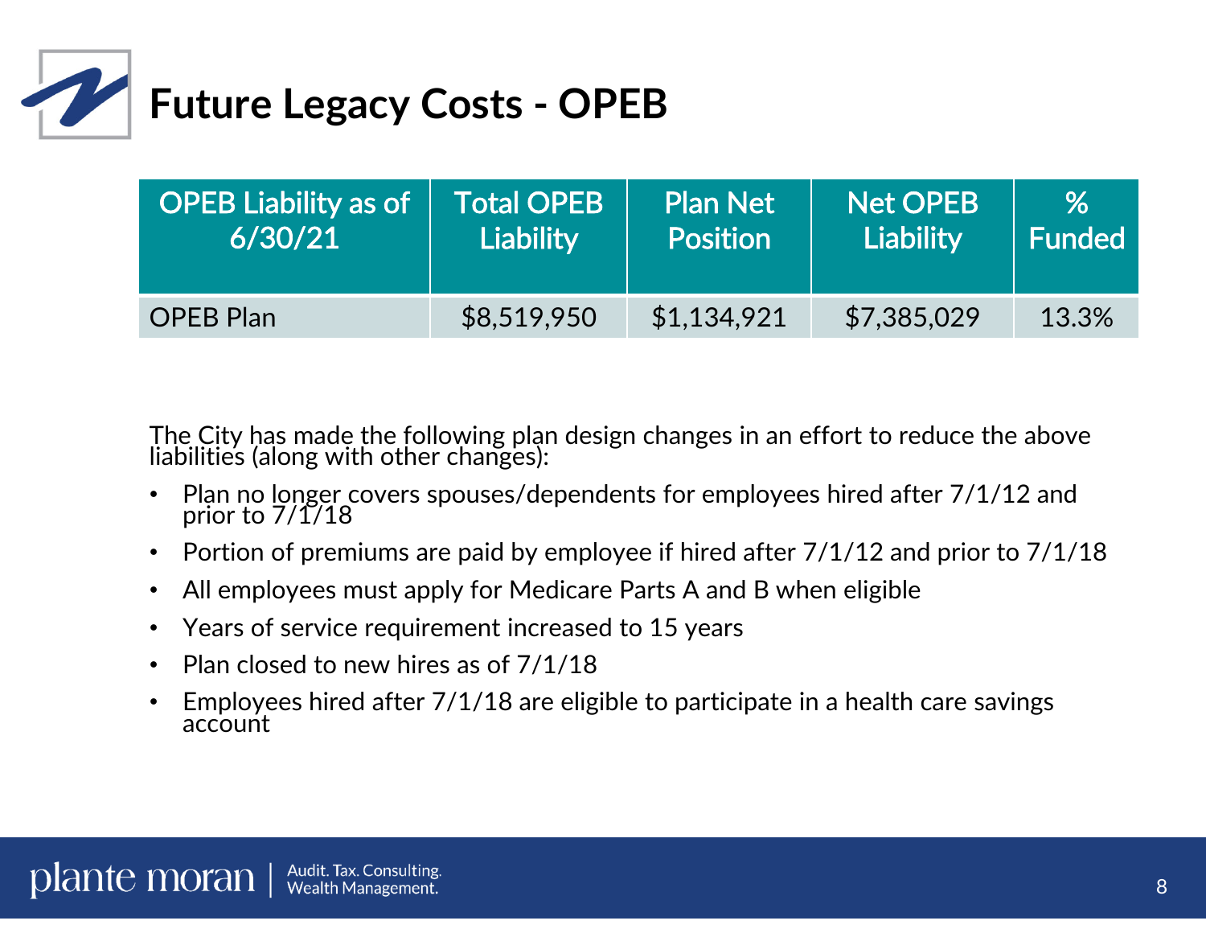# Future Legacy Costs - OPEB

| OPEB Liability as of 6/30/21 | Total OPEB Liability | Plan Net Position | Net OPEB Liability | % Funded |
|---|---|---|---|---|
| OPEB Plan | $8,519,950 | $1,134,921 | $7,385,029 | 13.3% |

The City has made the following plan design changes in an effort to reduce the above liabilities (along with other changes):

- Plan no longer covers spouses/dependents for employees hired after 7/1/12 and prior to 7/1/18
- Portion of premiums are paid by employee if hired after 7/1/12 and prior to 7/1/18
- All employees must apply for Medicare Parts A and B when eligible
- Years of service requirement increased to 15 years
- Plan closed to new hires as of 7/1/18
- Employees hired after 7/1/18 are eligible to participate in a health care savings account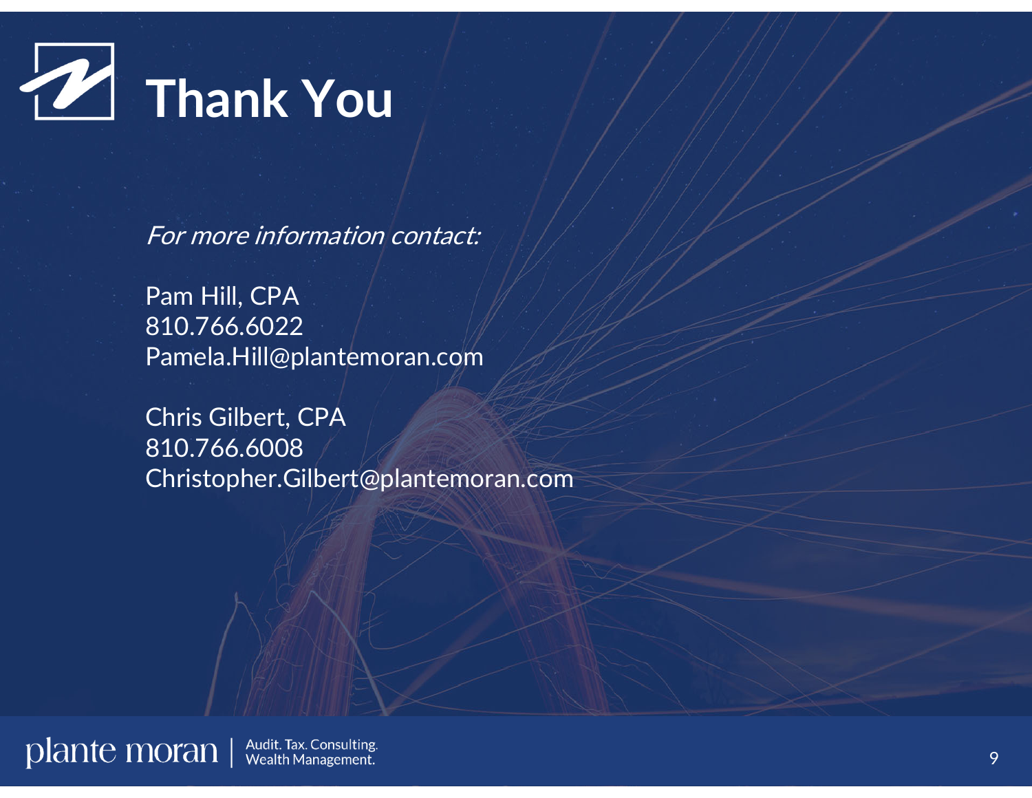# Thank You

*For more information contact:*

Pam Hill, CPA
810.766.6022
Pamela.Hill@plantemoran.com

Chris Gilbert, CPA
810.766.6008
Christopher.Gilbert@plantemoran.com

plante moran | Audit. Tax. Consulting. Wealth Management.